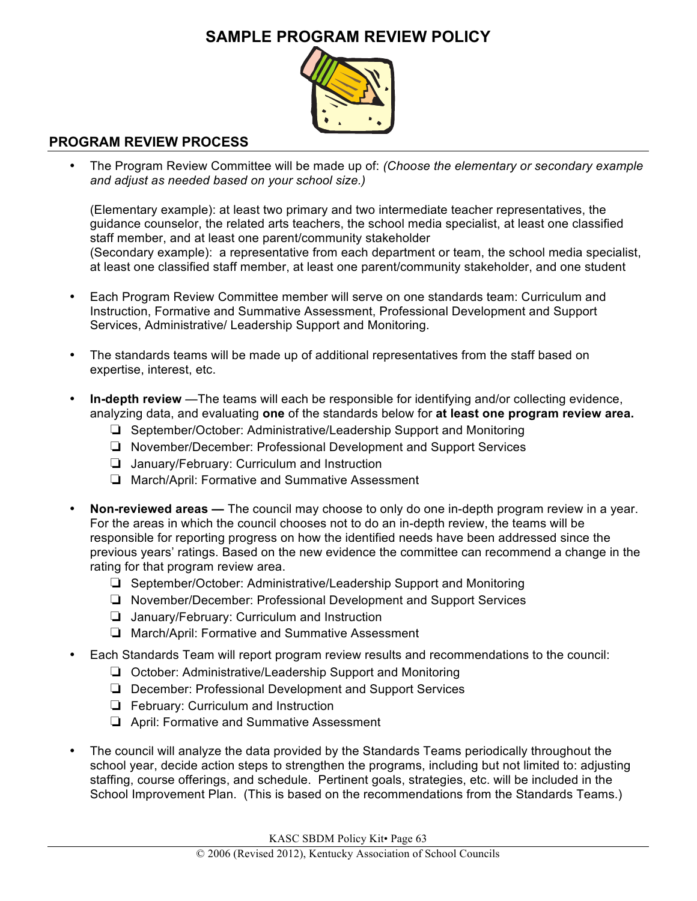# SAMPLE PROGRAM REVIEW POLICY

## PROGRAM REVIEW PROCESS

- The Program Review Committee will be made up of: *(Choose the elementary or secondary example and adjust as needed based on your school size.)*

  (Elementary example): at least two primary and two intermediate teacher representatives, the guidance counselor, the related arts teachers, the school media specialist, at least one classified staff member, and at least one parent/community stakeholder
  (Secondary example): a representative from each department or team, the school media specialist, at least one classified staff member, at least one parent/community stakeholder, and one student

- Each Program Review Committee member will serve on one standards team: Curriculum and Instruction, Formative and Summative Assessment, Professional Development and Support Services, Administrative/ Leadership Support and Monitoring.

- The standards teams will be made up of additional representatives from the staff based on expertise, interest, etc.

- **In-depth review** —The teams will each be responsible for identifying and/or collecting evidence, analyzing data, and evaluating **one** of the standards below for **at least one program review area.**
  - ❏ September/October: Administrative/Leadership Support and Monitoring
  - ❏ November/December: Professional Development and Support Services
  - ❏ January/February: Curriculum and Instruction
  - ❏ March/April: Formative and Summative Assessment

- **Non-reviewed areas —** The council may choose to only do one in-depth program review in a year. For the areas in which the council chooses not to do an in-depth review, the teams will be responsible for reporting progress on how the identified needs have been addressed since the previous years' ratings. Based on the new evidence the committee can recommend a change in the rating for that program review area.
  - ❏ September/October: Administrative/Leadership Support and Monitoring
  - ❏ November/December: Professional Development and Support Services
  - ❏ January/February: Curriculum and Instruction
  - ❏ March/April: Formative and Summative Assessment

- Each Standards Team will report program review results and recommendations to the council:
  - ❏ October: Administrative/Leadership Support and Monitoring
  - ❏ December: Professional Development and Support Services
  - ❏ February: Curriculum and Instruction
  - ❏ April: Formative and Summative Assessment

- The council will analyze the data provided by the Standards Teams periodically throughout the school year, decide action steps to strengthen the programs, including but not limited to: adjusting staffing, course offerings, and schedule. Pertinent goals, strategies, etc. will be included in the School Improvement Plan. (This is based on the recommendations from the Standards Teams.)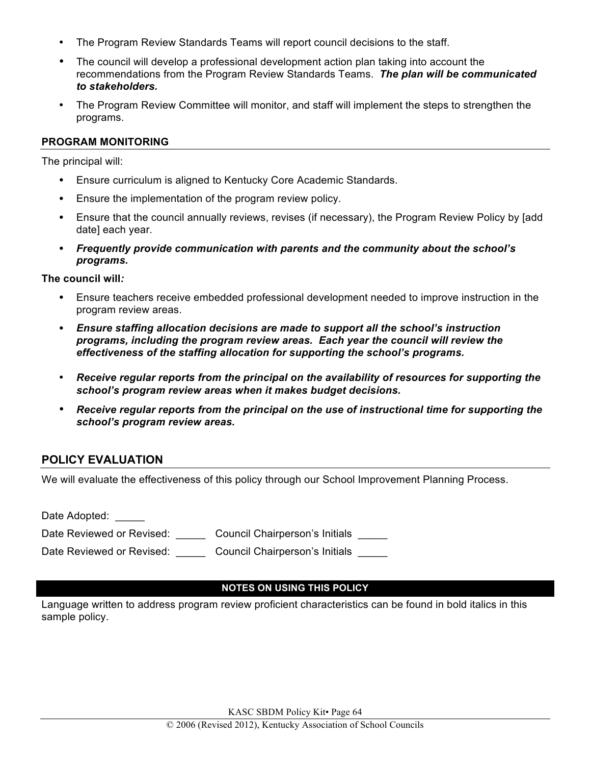- The Program Review Standards Teams will report council decisions to the staff.
- The council will develop a professional development action plan taking into account the recommendations from the Program Review Standards Teams. ***The plan will be communicated to stakeholders.***
- The Program Review Committee will monitor, and staff will implement the steps to strengthen the programs.

**PROGRAM MONITORING**

The principal will:

- Ensure curriculum is aligned to Kentucky Core Academic Standards.
- Ensure the implementation of the program review policy.
- Ensure that the council annually reviews, revises (if necessary), the Program Review Policy by [add date] each year.
- ***Frequently provide communication with parents and the community about the school's programs.***

**The council will***:*

- Ensure teachers receive embedded professional development needed to improve instruction in the program review areas.
- ***Ensure staffing allocation decisions are made to support all the school's instruction programs, including the program review areas. Each year the council will review the effectiveness of the staffing allocation for supporting the school's programs.***
- ***Receive regular reports from the principal on the availability of resources for supporting the school's program review areas when it makes budget decisions.***
- ***Receive regular reports from the principal on the use of instructional time for supporting the school's program review areas.***

## POLICY EVALUATION

We will evaluate the effectiveness of this policy through our School Improvement Planning Process.

Date Adopted: _____

Date Reviewed or Revised: _____ Council Chairperson's Initials _____

Date Reviewed or Revised: _____ Council Chairperson's Initials _____

**NOTES ON USING THIS POLICY**

Language written to address program review proficient characteristics can be found in bold italics in this sample policy.